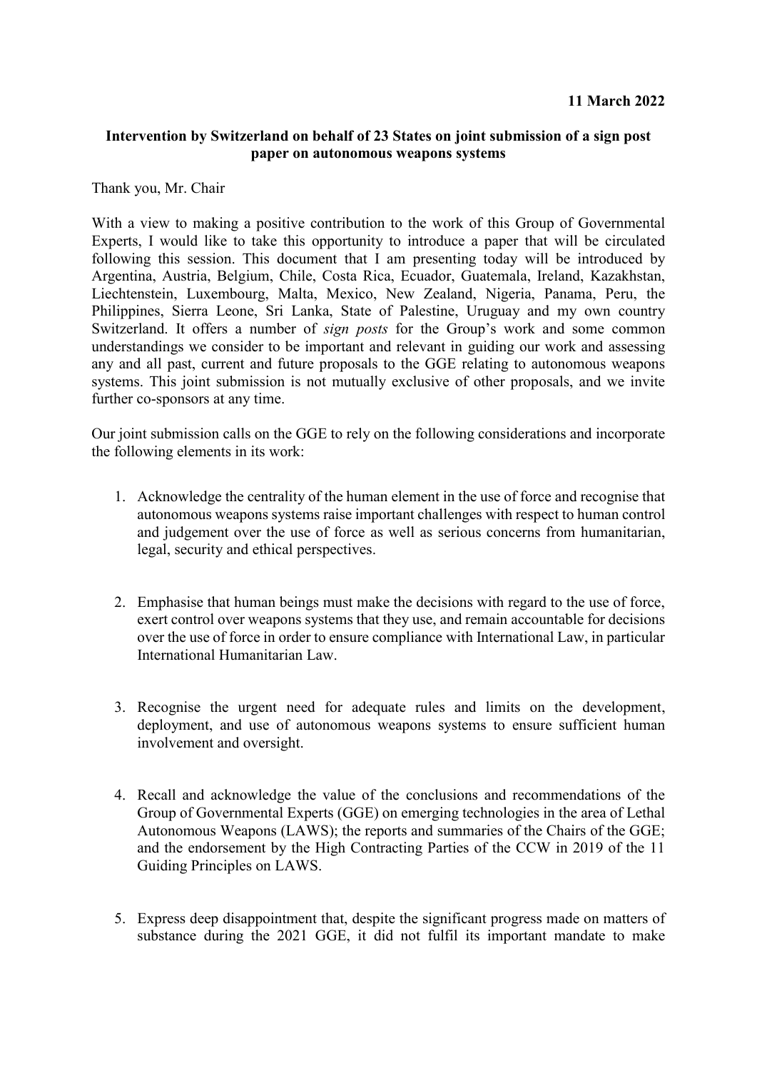**11 March 2022**

**Intervention by Switzerland on behalf of 23 States on joint submission of a sign post paper on autonomous weapons systems**

Thank you, Mr. Chair

With a view to making a positive contribution to the work of this Group of Governmental Experts, I would like to take this opportunity to introduce a paper that will be circulated following this session. This document that I am presenting today will be introduced by Argentina, Austria, Belgium, Chile, Costa Rica, Ecuador, Guatemala, Ireland, Kazakhstan, Liechtenstein, Luxembourg, Malta, Mexico, New Zealand, Nigeria, Panama, Peru, the Philippines, Sierra Leone, Sri Lanka, State of Palestine, Uruguay and my own country Switzerland. It offers a number of *sign posts* for the Group's work and some common understandings we consider to be important and relevant in guiding our work and assessing any and all past, current and future proposals to the GGE relating to autonomous weapons systems. This joint submission is not mutually exclusive of other proposals, and we invite further co-sponsors at any time.

Our joint submission calls on the GGE to rely on the following considerations and incorporate the following elements in its work:

1. Acknowledge the centrality of the human element in the use of force and recognise that autonomous weapons systems raise important challenges with respect to human control and judgement over the use of force as well as serious concerns from humanitarian, legal, security and ethical perspectives.

2. Emphasise that human beings must make the decisions with regard to the use of force, exert control over weapons systems that they use, and remain accountable for decisions over the use of force in order to ensure compliance with International Law, in particular International Humanitarian Law.

3. Recognise the urgent need for adequate rules and limits on the development, deployment, and use of autonomous weapons systems to ensure sufficient human involvement and oversight.

4. Recall and acknowledge the value of the conclusions and recommendations of the Group of Governmental Experts (GGE) on emerging technologies in the area of Lethal Autonomous Weapons (LAWS); the reports and summaries of the Chairs of the GGE; and the endorsement by the High Contracting Parties of the CCW in 2019 of the 11 Guiding Principles on LAWS.

5. Express deep disappointment that, despite the significant progress made on matters of substance during the 2021 GGE, it did not fulfil its important mandate to make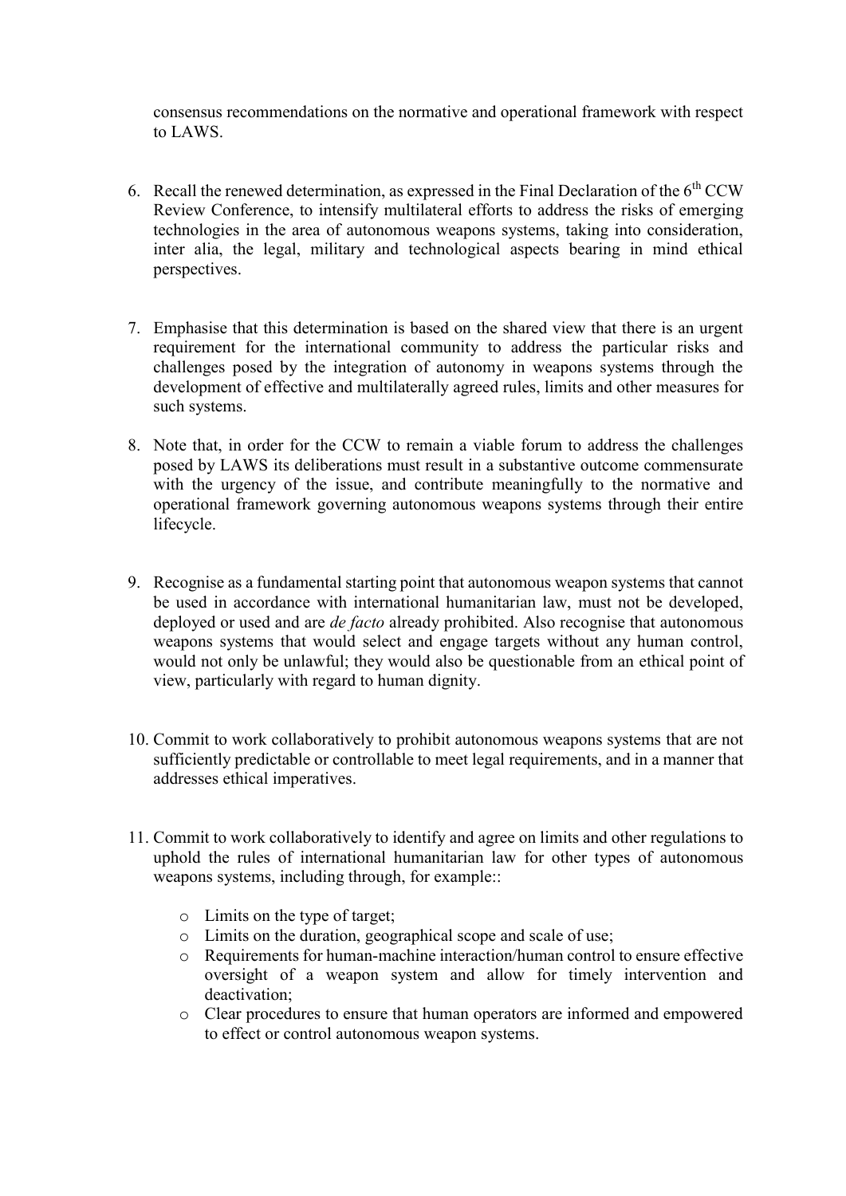consensus recommendations on the normative and operational framework with respect to LAWS.

6. Recall the renewed determination, as expressed in the Final Declaration of the 6th CCW Review Conference, to intensify multilateral efforts to address the risks of emerging technologies in the area of autonomous weapons systems, taking into consideration, inter alia, the legal, military and technological aspects bearing in mind ethical perspectives.

7. Emphasise that this determination is based on the shared view that there is an urgent requirement for the international community to address the particular risks and challenges posed by the integration of autonomy in weapons systems through the development of effective and multilaterally agreed rules, limits and other measures for such systems.

8. Note that, in order for the CCW to remain a viable forum to address the challenges posed by LAWS its deliberations must result in a substantive outcome commensurate with the urgency of the issue, and contribute meaningfully to the normative and operational framework governing autonomous weapons systems through their entire lifecycle.

9. Recognise as a fundamental starting point that autonomous weapon systems that cannot be used in accordance with international humanitarian law, must not be developed, deployed or used and are *de facto* already prohibited. Also recognise that autonomous weapons systems that would select and engage targets without any human control, would not only be unlawful; they would also be questionable from an ethical point of view, particularly with regard to human dignity.

10. Commit to work collaboratively to prohibit autonomous weapons systems that are not sufficiently predictable or controllable to meet legal requirements, and in a manner that addresses ethical imperatives.

11. Commit to work collaboratively to identify and agree on limits and other regulations to uphold the rules of international humanitarian law for other types of autonomous weapons systems, including through, for example::

    - Limits on the type of target;
    - Limits on the duration, geographical scope and scale of use;
    - Requirements for human-machine interaction/human control to ensure effective oversight of a weapon system and allow for timely intervention and deactivation;
    - Clear procedures to ensure that human operators are informed and empowered to effect or control autonomous weapon systems.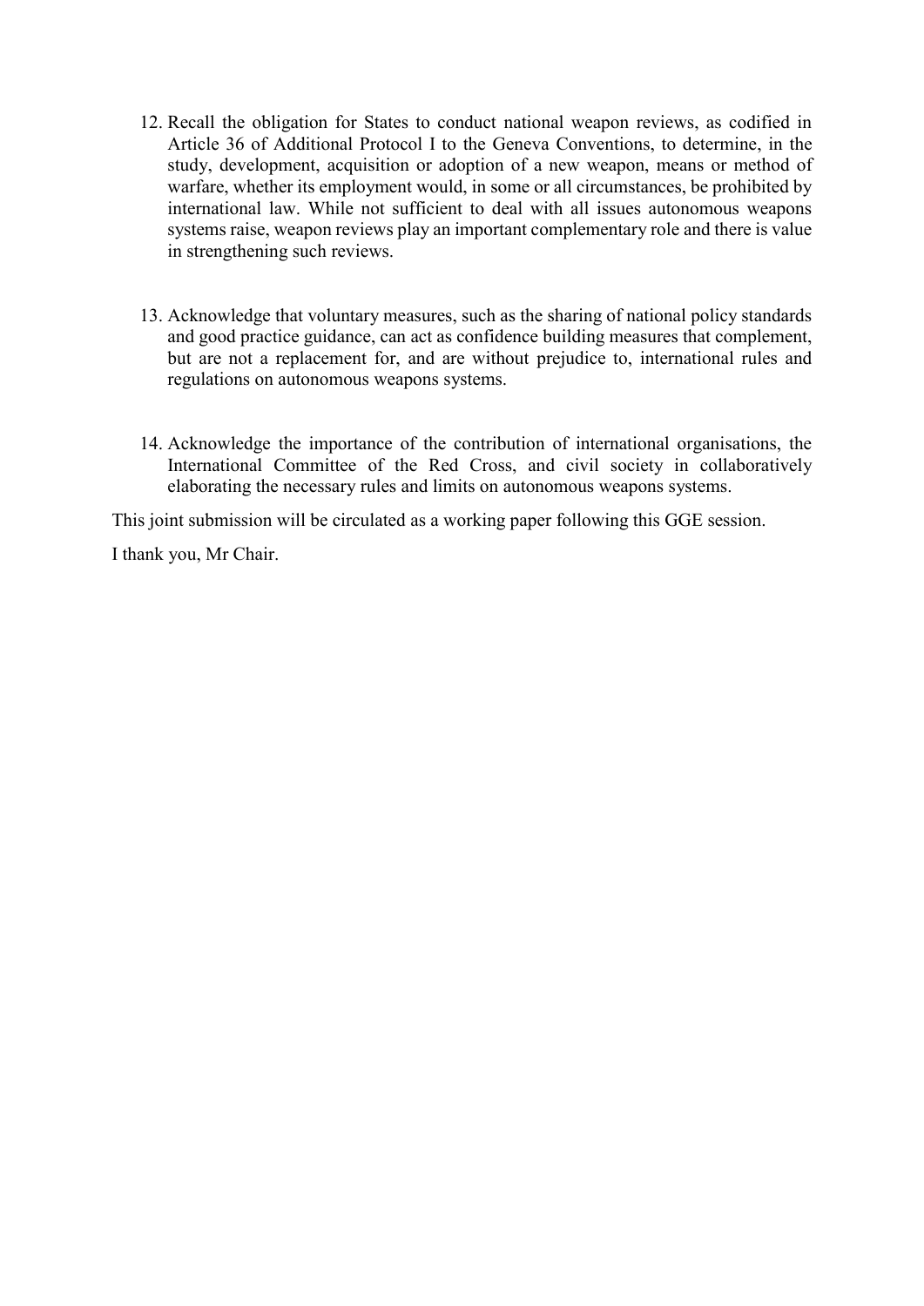12. Recall the obligation for States to conduct national weapon reviews, as codified in Article 36 of Additional Protocol I to the Geneva Conventions, to determine, in the study, development, acquisition or adoption of a new weapon, means or method of warfare, whether its employment would, in some or all circumstances, be prohibited by international law. While not sufficient to deal with all issues autonomous weapons systems raise, weapon reviews play an important complementary role and there is value in strengthening such reviews.

13. Acknowledge that voluntary measures, such as the sharing of national policy standards and good practice guidance, can act as confidence building measures that complement, but are not a replacement for, and are without prejudice to, international rules and regulations on autonomous weapons systems.

14. Acknowledge the importance of the contribution of international organisations, the International Committee of the Red Cross, and civil society in collaboratively elaborating the necessary rules and limits on autonomous weapons systems.

This joint submission will be circulated as a working paper following this GGE session.

I thank you, Mr Chair.